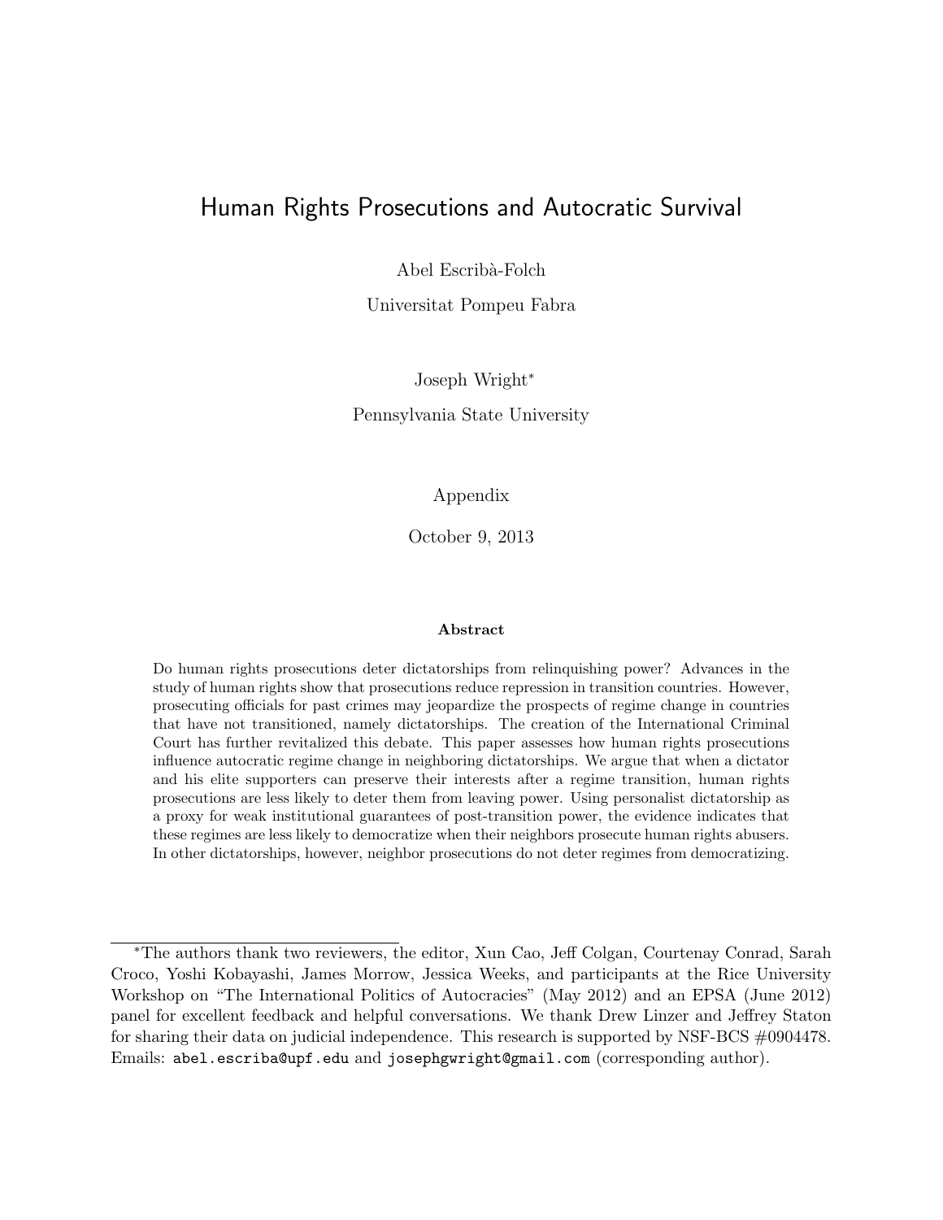# Human Rights Prosecutions and Autocratic Survival

Abel Escribà-Folch

Universitat Pompeu Fabra

Joseph Wright*

Pennsylvania State University

Appendix

October 9, 2013

**Abstract**

Do human rights prosecutions deter dictatorships from relinquishing power? Advances in the study of human rights show that prosecutions reduce repression in transition countries. However, prosecuting officials for past crimes may jeopardize the prospects of regime change in countries that have not transitioned, namely dictatorships. The creation of the International Criminal Court has further revitalized this debate. This paper assesses how human rights prosecutions influence autocratic regime change in neighboring dictatorships. We argue that when a dictator and his elite supporters can preserve their interests after a regime transition, human rights prosecutions are less likely to deter them from leaving power. Using personalist dictatorship as a proxy for weak institutional guarantees of post-transition power, the evidence indicates that these regimes are less likely to democratize when their neighbors prosecute human rights abusers. In other dictatorships, however, neighbor prosecutions do not deter regimes from democratizing.

---

*The authors thank two reviewers, the editor, Xun Cao, Jeff Colgan, Courtenay Conrad, Sarah Croco, Yoshi Kobayashi, James Morrow, Jessica Weeks, and participants at the Rice University Workshop on "The International Politics of Autocracies" (May 2012) and an EPSA (June 2012) panel for excellent feedback and helpful conversations. We thank Drew Linzer and Jeffrey Staton for sharing their data on judicial independence. This research is supported by NSF-BCS #0904478. Emails: abel.escriba@upf.edu and josephgwright@gmail.com (corresponding author).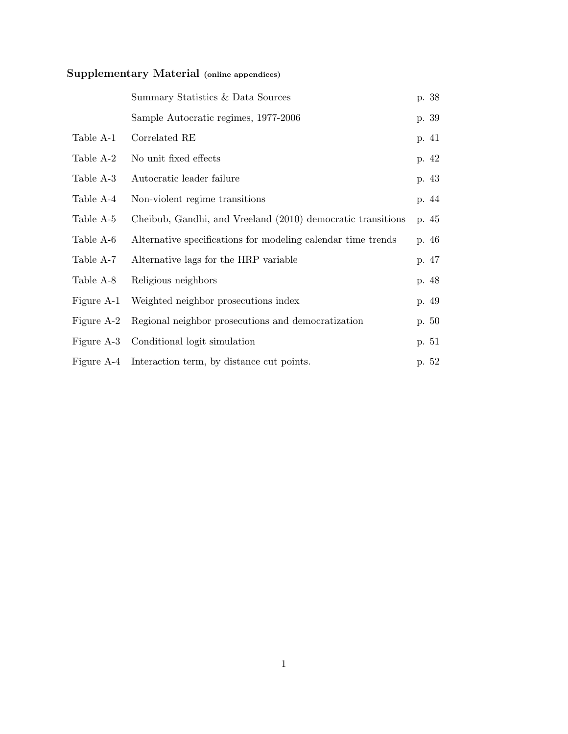## Supplementary Material (online appendices)

| | | |
|---|---|---|
| | Summary Statistics & Data Sources | p. 38 |
| | Sample Autocratic regimes, 1977-2006 | p. 39 |
| Table A-1 | Correlated RE | p. 41 |
| Table A-2 | No unit fixed effects | p. 42 |
| Table A-3 | Autocratic leader failure | p. 43 |
| Table A-4 | Non-violent regime transitions | p. 44 |
| Table A-5 | Cheibub, Gandhi, and Vreeland (2010) democratic transitions | p. 45 |
| Table A-6 | Alternative specifications for modeling calendar time trends | p. 46 |
| Table A-7 | Alternative lags for the HRP variable | p. 47 |
| Table A-8 | Religious neighbors | p. 48 |
| Figure A-1 | Weighted neighbor prosecutions index | p. 49 |
| Figure A-2 | Regional neighbor prosecutions and democratization | p. 50 |
| Figure A-3 | Conditional logit simulation | p. 51 |
| Figure A-4 | Interaction term, by distance cut points. | p. 52 |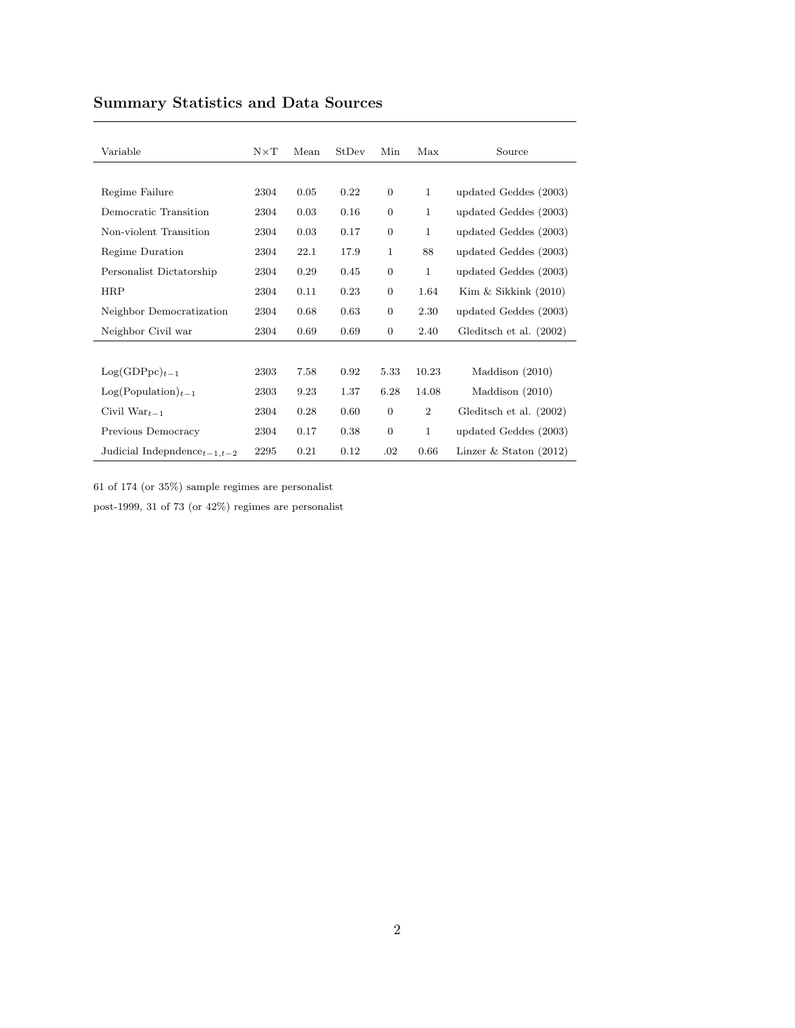## Summary Statistics and Data Sources

| Variable | N×T | Mean | StDev | Min | Max | Source |
|---|---|---|---|---|---|---|
| Regime Failure | 2304 | 0.05 | 0.22 | 0 | 1 | updated Geddes (2003) |
| Democratic Transition | 2304 | 0.03 | 0.16 | 0 | 1 | updated Geddes (2003) |
| Non-violent Transition | 2304 | 0.03 | 0.17 | 0 | 1 | updated Geddes (2003) |
| Regime Duration | 2304 | 22.1 | 17.9 | 1 | 88 | updated Geddes (2003) |
| Personalist Dictatorship | 2304 | 0.29 | 0.45 | 0 | 1 | updated Geddes (2003) |
| HRP | 2304 | 0.11 | 0.23 | 0 | 1.64 | Kim & Sikkink (2010) |
| Neighbor Democratization | 2304 | 0.68 | 0.63 | 0 | 2.30 | updated Geddes (2003) |
| Neighbor Civil war | 2304 | 0.69 | 0.69 | 0 | 2.40 | Gleditsch et al. (2002) |
| $\text{Log(GDPpc)}_{t-1}$ | 2303 | 7.58 | 0.92 | 5.33 | 10.23 | Maddison (2010) |
| $\text{Log(Population)}_{t-1}$ | 2303 | 9.23 | 1.37 | 6.28 | 14.08 | Maddison (2010) |
| $\text{Civil War}_{t-1}$ | 2304 | 0.28 | 0.60 | 0 | 2 | Gleditsch et al. (2002) |
| Previous Democracy | 2304 | 0.17 | 0.38 | 0 | 1 | updated Geddes (2003) |
| $\text{Judicial Indepndence}_{t-1,t-2}$ | 2295 | 0.21 | 0.12 | .02 | 0.66 | Linzer & Staton (2012) |

61 of 174 (or 35%) sample regimes are personalist

post-1999, 31 of 73 (or 42%) regimes are personalist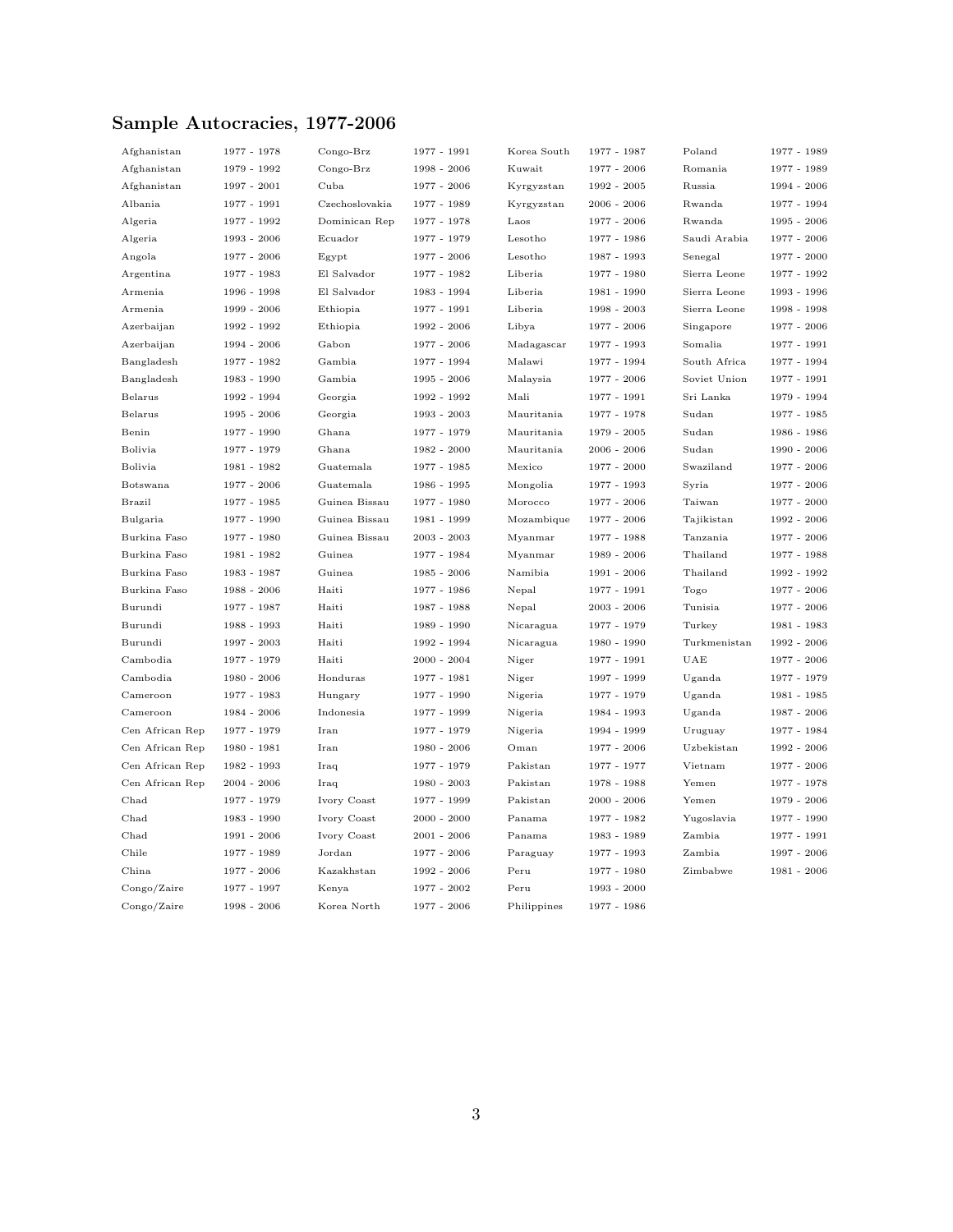## Sample Autocracies, 1977-2006

| Country | Years | Country | Years | Country | Years | Country | Years |
|---|---|---|---|---|---|---|---|
| Afghanistan | 1977 - 1978 | Congo-Brz | 1977 - 1991 | Korea South | 1977 - 1987 | Poland | 1977 - 1989 |
| Afghanistan | 1979 - 1992 | Congo-Brz | 1998 - 2006 | Kuwait | 1977 - 2006 | Romania | 1977 - 1989 |
| Afghanistan | 1997 - 2001 | Cuba | 1977 - 2006 | Kyrgyzstan | 1992 - 2005 | Russia | 1994 - 2006 |
| Albania | 1977 - 1991 | Czechoslovakia | 1977 - 1989 | Kyrgyzstan | 2006 - 2006 | Rwanda | 1977 - 1994 |
| Algeria | 1977 - 1992 | Dominican Rep | 1977 - 1978 | Laos | 1977 - 2006 | Rwanda | 1995 - 2006 |
| Algeria | 1993 - 2006 | Ecuador | 1977 - 1979 | Lesotho | 1977 - 1986 | Saudi Arabia | 1977 - 2006 |
| Angola | 1977 - 2006 | Egypt | 1977 - 2006 | Lesotho | 1987 - 1993 | Senegal | 1977 - 2000 |
| Argentina | 1977 - 1983 | El Salvador | 1977 - 1982 | Liberia | 1977 - 1980 | Sierra Leone | 1977 - 1992 |
| Armenia | 1996 - 1998 | El Salvador | 1983 - 1994 | Liberia | 1981 - 1990 | Sierra Leone | 1993 - 1996 |
| Armenia | 1999 - 2006 | Ethiopia | 1977 - 1991 | Liberia | 1998 - 2003 | Sierra Leone | 1998 - 1998 |
| Azerbaijan | 1992 - 1992 | Ethiopia | 1992 - 2006 | Libya | 1977 - 2006 | Singapore | 1977 - 2006 |
| Azerbaijan | 1994 - 2006 | Gabon | 1977 - 2006 | Madagascar | 1977 - 1993 | Somalia | 1977 - 1991 |
| Bangladesh | 1977 - 1982 | Gambia | 1977 - 1994 | Malawi | 1977 - 1994 | South Africa | 1977 - 1994 |
| Bangladesh | 1983 - 1990 | Gambia | 1995 - 2006 | Malaysia | 1977 - 2006 | Soviet Union | 1977 - 1991 |
| Belarus | 1992 - 1994 | Georgia | 1992 - 1992 | Mali | 1977 - 1991 | Sri Lanka | 1979 - 1994 |
| Belarus | 1995 - 2006 | Georgia | 1993 - 2003 | Mauritania | 1977 - 1978 | Sudan | 1977 - 1985 |
| Benin | 1977 - 1990 | Ghana | 1977 - 1979 | Mauritania | 1979 - 2005 | Sudan | 1986 - 1986 |
| Bolivia | 1977 - 1979 | Ghana | 1982 - 2000 | Mauritania | 2006 - 2006 | Sudan | 1990 - 2006 |
| Bolivia | 1981 - 1982 | Guatemala | 1977 - 1985 | Mexico | 1977 - 2000 | Swaziland | 1977 - 2006 |
| Botswana | 1977 - 2006 | Guatemala | 1986 - 1995 | Mongolia | 1977 - 1993 | Syria | 1977 - 2006 |
| Brazil | 1977 - 1985 | Guinea Bissau | 1977 - 1980 | Morocco | 1977 - 2006 | Taiwan | 1977 - 2000 |
| Bulgaria | 1977 - 1990 | Guinea Bissau | 1981 - 1999 | Mozambique | 1977 - 2006 | Tajikistan | 1992 - 2006 |
| Burkina Faso | 1977 - 1980 | Guinea Bissau | 2003 - 2003 | Myanmar | 1977 - 1988 | Tanzania | 1977 - 2006 |
| Burkina Faso | 1981 - 1982 | Guinea | 1977 - 1984 | Myanmar | 1989 - 2006 | Thailand | 1977 - 1988 |
| Burkina Faso | 1983 - 1987 | Guinea | 1985 - 2006 | Namibia | 1991 - 2006 | Thailand | 1992 - 1992 |
| Burkina Faso | 1988 - 2006 | Haiti | 1977 - 1986 | Nepal | 1977 - 1991 | Togo | 1977 - 2006 |
| Burundi | 1977 - 1987 | Haiti | 1987 - 1988 | Nepal | 2003 - 2006 | Tunisia | 1977 - 2006 |
| Burundi | 1988 - 1993 | Haiti | 1989 - 1990 | Nicaragua | 1977 - 1979 | Turkey | 1981 - 1983 |
| Burundi | 1997 - 2003 | Haiti | 1992 - 1994 | Nicaragua | 1980 - 1990 | Turkmenistan | 1992 - 2006 |
| Cambodia | 1977 - 1979 | Haiti | 2000 - 2004 | Niger | 1977 - 1991 | UAE | 1977 - 2006 |
| Cambodia | 1980 - 2006 | Honduras | 1977 - 1981 | Niger | 1997 - 1999 | Uganda | 1977 - 1979 |
| Cameroon | 1977 - 1983 | Hungary | 1977 - 1990 | Nigeria | 1977 - 1979 | Uganda | 1981 - 1985 |
| Cameroon | 1984 - 2006 | Indonesia | 1977 - 1999 | Nigeria | 1984 - 1993 | Uganda | 1987 - 2006 |
| Cen African Rep | 1977 - 1979 | Iran | 1977 - 1979 | Nigeria | 1994 - 1999 | Uruguay | 1977 - 1984 |
| Cen African Rep | 1980 - 1981 | Iran | 1980 - 2006 | Oman | 1977 - 2006 | Uzbekistan | 1992 - 2006 |
| Cen African Rep | 1982 - 1993 | Iraq | 1977 - 1979 | Pakistan | 1977 - 1977 | Vietnam | 1977 - 2006 |
| Cen African Rep | 2004 - 2006 | Iraq | 1980 - 2003 | Pakistan | 1978 - 1988 | Yemen | 1977 - 1978 |
| Chad | 1977 - 1979 | Ivory Coast | 1977 - 1999 | Pakistan | 2000 - 2006 | Yemen | 1979 - 2006 |
| Chad | 1983 - 1990 | Ivory Coast | 2000 - 2000 | Panama | 1977 - 1982 | Yugoslavia | 1977 - 1990 |
| Chad | 1991 - 2006 | Ivory Coast | 2001 - 2006 | Panama | 1983 - 1989 | Zambia | 1977 - 1991 |
| Chile | 1977 - 1989 | Jordan | 1977 - 2006 | Paraguay | 1977 - 1993 | Zambia | 1997 - 2006 |
| China | 1977 - 2006 | Kazakhstan | 1992 - 2006 | Peru | 1977 - 1980 | Zimbabwe | 1981 - 2006 |
| Congo/Zaire | 1977 - 1997 | Kenya | 1977 - 2002 | Peru | 1993 - 2000 | | |
| Congo/Zaire | 1998 - 2006 | Korea North | 1977 - 2006 | Philippines | 1977 - 1986 | | |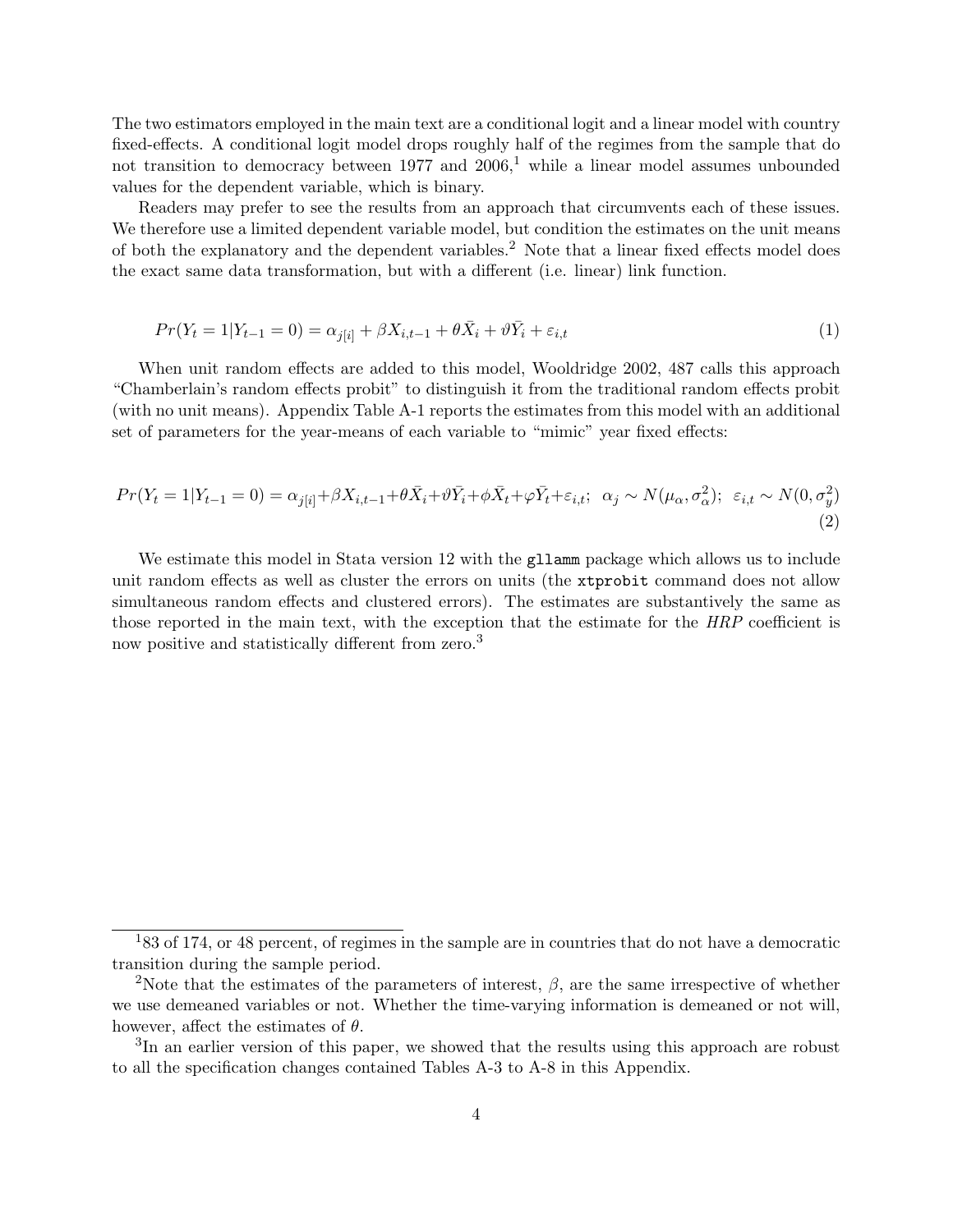The two estimators employed in the main text are a conditional logit and a linear model with country fixed-effects. A conditional logit model drops roughly half of the regimes from the sample that do not transition to democracy between 1977 and 2006,[1] while a linear model assumes unbounded values for the dependent variable, which is binary.

Readers may prefer to see the results from an approach that circumvents each of these issues. We therefore use a limited dependent variable model, but condition the estimates on the unit means of both the explanatory and the dependent variables.[2] Note that a linear fixed effects model does the exact same data transformation, but with a different (i.e. linear) link function.

$$Pr(Y_t = 1|Y_{t-1} = 0) = \alpha_{j[i]} + \beta X_{i,t-1} + \theta \bar{X}_i + \vartheta \bar{Y}_i + \varepsilon_{i,t} \tag{1}$$

When unit random effects are added to this model, Wooldridge 2002, 487 calls this approach "Chamberlain's random effects probit" to distinguish it from the traditional random effects probit (with no unit means). Appendix Table A-1 reports the estimates from this model with an additional set of parameters for the year-means of each variable to "mimic" year fixed effects:

$$Pr(Y_t = 1|Y_{t-1} = 0) = \alpha_{j[i]} + \beta X_{i,t-1} + \theta \bar{X}_i + \vartheta \bar{Y}_i + \phi \bar{X}_t + \varphi \bar{Y}_t + \varepsilon_{i,t}; \;\; \alpha_j \sim N(\mu_\alpha, \sigma^2_\alpha); \;\; \varepsilon_{i,t} \sim N(0, \sigma^2_y) \tag{2}$$

We estimate this model in Stata version 12 with the `gllamm` package which allows us to include unit random effects as well as cluster the errors on units (the `xtprobit` command does not allow simultaneous random effects and clustered errors). The estimates are substantively the same as those reported in the main text, with the exception that the estimate for the *HRP* coefficient is now positive and statistically different from zero.[3]

---

[1] 83 of 174, or 48 percent, of regimes in the sample are in countries that do not have a democratic transition during the sample period.

[2] Note that the estimates of the parameters of interest, $\beta$, are the same irrespective of whether we use demeaned variables or not. Whether the time-varying information is demeaned or not will, however, affect the estimates of $\theta$.

[3] In an earlier version of this paper, we showed that the results using this approach are robust to all the specification changes contained Tables A-3 to A-8 in this Appendix.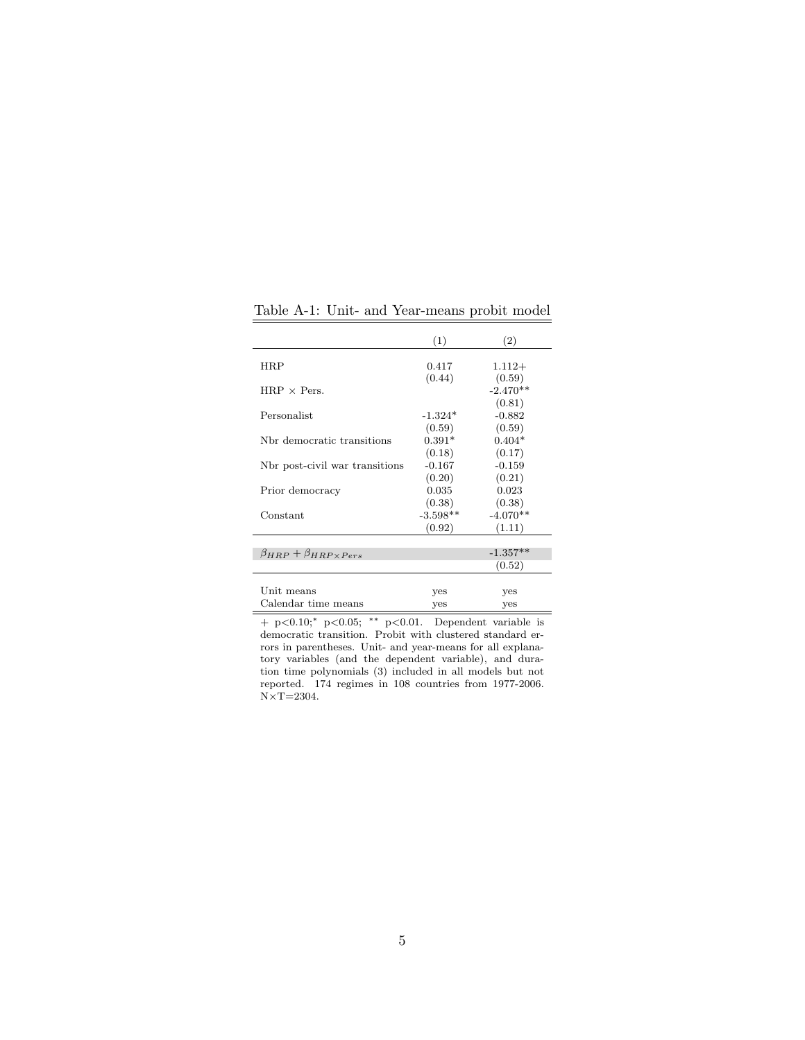Table A-1: Unit- and Year-means probit model

| | (1) | (2) |
|---|---|---|
| HRP | 0.417 | 1.112+ |
| | (0.44) | (0.59) |
| HRP × Pers. | | -2.470** |
| | | (0.81) |
| Personalist | -1.324* | -0.882 |
| | (0.59) | (0.59) |
| Nbr democratic transitions | 0.391* | 0.404* |
| | (0.18) | (0.17) |
| Nbr post-civil war transitions | -0.167 | -0.159 |
| | (0.20) | (0.21) |
| Prior democracy | 0.035 | 0.023 |
| | (0.38) | (0.38) |
| Constant | -3.598** | -4.070** |
| | (0.92) | (1.11) |
| $\beta_{HRP} + \beta_{HRP \times Pers}$ | | -1.357** |
| | | (0.52) |
| Unit means | yes | yes |
| Calendar time means | yes | yes |

+ p<0.10;* p<0.05; ** p<0.01. Dependent variable is democratic transition. Probit with clustered standard errors in parentheses. Unit- and year-means for all explanatory variables (and the dependent variable), and duration time polynomials (3) included in all models but not reported. 174 regimes in 108 countries from 1977-2006. N×T=2304.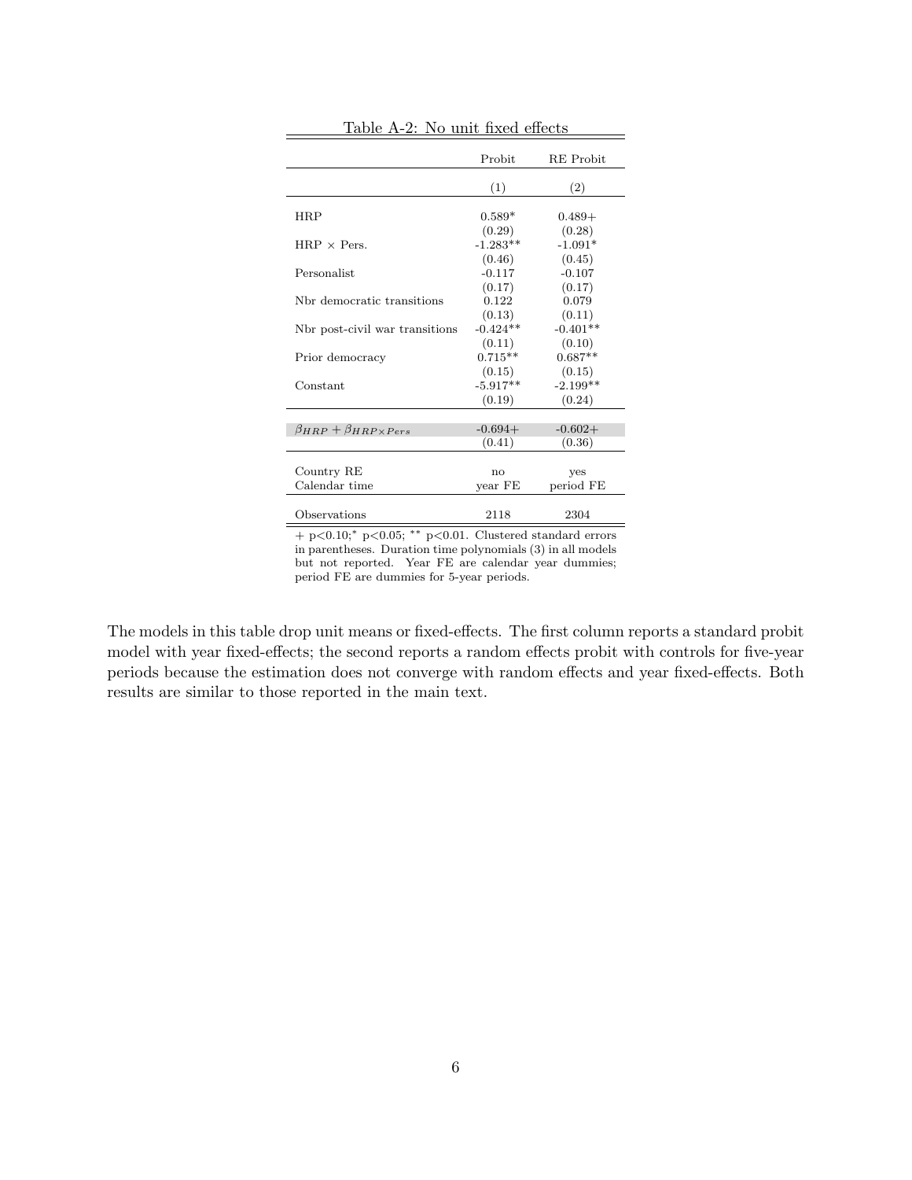Table A-2: No unit fixed effects

| | Probit | RE Probit |
|---|---|---|
| | (1) | (2) |
| HRP | 0.589* | 0.489+ |
| | (0.29) | (0.28) |
| HRP × Pers. | -1.283** | -1.091* |
| | (0.46) | (0.45) |
| Personalist | -0.117 | -0.107 |
| | (0.17) | (0.17) |
| Nbr democratic transitions | 0.122 | 0.079 |
| | (0.13) | (0.11) |
| Nbr post-civil war transitions | -0.424** | -0.401** |
| | (0.11) | (0.10) |
| Prior democracy | 0.715** | 0.687** |
| | (0.15) | (0.15) |
| Constant | -5.917** | -2.199** |
| | (0.19) | (0.24) |
| $\beta_{HRP} + \beta_{HRP \times Pers}$ | -0.694+ | -0.602+ |
| | (0.41) | (0.36) |
| Country RE | no | yes |
| Calendar time | year FE | period FE |
| Observations | 2118 | 2304 |

+ $p<0.10$;* $p<0.05$; ** $p<0.01$. Clustered standard errors in parentheses. Duration time polynomials (3) in all models but not reported. Year FE are calendar year dummies; period FE are dummies for 5-year periods.

The models in this table drop unit means or fixed-effects. The first column reports a standard probit model with year fixed-effects; the second reports a random effects probit with controls for five-year periods because the estimation does not converge with random effects and year fixed-effects. Both results are similar to those reported in the main text.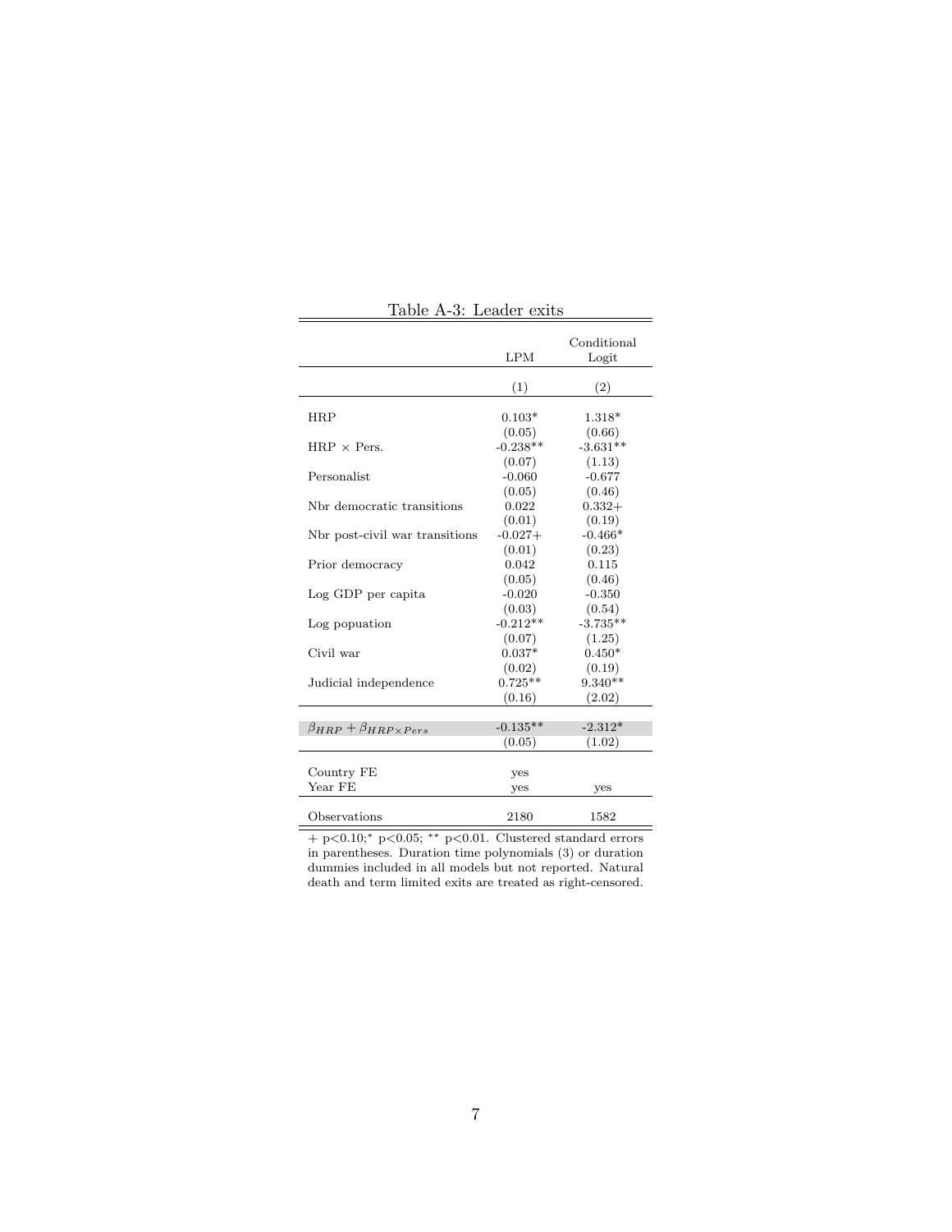Table A-3: Leader exits

| | LPM | Conditional Logit |
|---|---|---|
| | (1) | (2) |
| HRP | 0.103* | 1.318* |
| | (0.05) | (0.66) |
| HRP × Pers. | -0.238** | -3.631** |
| | (0.07) | (1.13) |
| Personalist | -0.060 | -0.677 |
| | (0.05) | (0.46) |
| Nbr democratic transitions | 0.022 | 0.332+ |
| | (0.01) | (0.19) |
| Nbr post-civil war transitions | -0.027+ | -0.466* |
| | (0.01) | (0.23) |
| Prior democracy | 0.042 | 0.115 |
| | (0.05) | (0.46) |
| Log GDP per capita | -0.020 | -0.350 |
| | (0.03) | (0.54) |
| Log popuation | -0.212** | -3.735** |
| | (0.07) | (1.25) |
| Civil war | 0.037* | 0.450* |
| | (0.02) | (0.19) |
| Judicial independence | 0.725** | 9.340** |
| | (0.16) | (2.02) |
| $\beta_{HRP} + \beta_{HRP \times Pers}$ | -0.135** | -2.312* |
| | (0.05) | (1.02) |
| Country FE | yes | |
| Year FE | yes | yes |
| Observations | 2180 | 1582 |

+ p<0.10;* p<0.05; ** p<0.01. Clustered standard errors in parentheses. Duration time polynomials (3) or duration dummies included in all models but not reported. Natural death and term limited exits are treated as right-censored.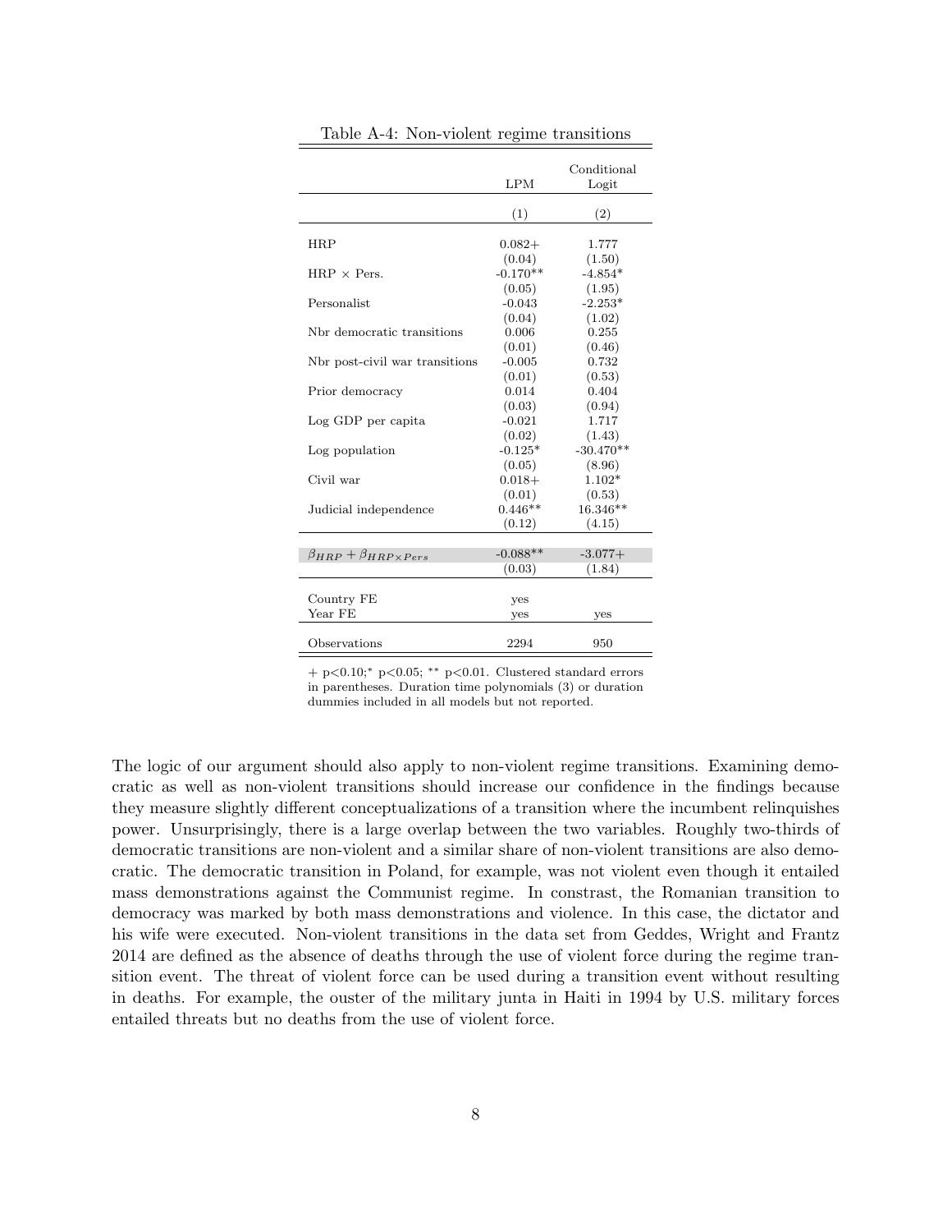Table A-4: Non-violent regime transitions

| | LPM | Conditional Logit |
|---|---|---|
| | (1) | (2) |
| HRP | 0.082+ | 1.777 |
| | (0.04) | (1.50) |
| HRP × Pers. | -0.170** | -4.854* |
| | (0.05) | (1.95) |
| Personalist | -0.043 | -2.253* |
| | (0.04) | (1.02) |
| Nbr democratic transitions | 0.006 | 0.255 |
| | (0.01) | (0.46) |
| Nbr post-civil war transitions | -0.005 | 0.732 |
| | (0.01) | (0.53) |
| Prior democracy | 0.014 | 0.404 |
| | (0.03) | (0.94) |
| Log GDP per capita | -0.021 | 1.717 |
| | (0.02) | (1.43) |
| Log population | -0.125* | -30.470** |
| | (0.05) | (8.96) |
| Civil war | 0.018+ | 1.102* |
| | (0.01) | (0.53) |
| Judicial independence | 0.446** | 16.346** |
| | (0.12) | (4.15) |
| $\beta_{HRP} + \beta_{HRP \times Pers}$ | -0.088** | -3.077+ |
| | (0.03) | (1.84) |
| Country FE | yes | |
| Year FE | yes | yes |
| Observations | 2294 | 950 |

+ p<0.10;* p<0.05; ** p<0.01. Clustered standard errors in parentheses. Duration time polynomials (3) or duration dummies included in all models but not reported.

The logic of our argument should also apply to non-violent regime transitions. Examining democratic as well as non-violent transitions should increase our confidence in the findings because they measure slightly different conceptualizations of a transition where the incumbent relinquishes power. Unsurprisingly, there is a large overlap between the two variables. Roughly two-thirds of democratic transitions are non-violent and a similar share of non-violent transitions are also democratic. The democratic transition in Poland, for example, was not violent even though it entailed mass demonstrations against the Communist regime. In constrast, the Romanian transition to democracy was marked by both mass demonstrations and violence. In this case, the dictator and his wife were executed. Non-violent transitions in the data set from Geddes, Wright and Frantz 2014 are defined as the absence of deaths through the use of violent force during the regime transition event. The threat of violent force can be used during a transition event without resulting in deaths. For example, the ouster of the military junta in Haiti in 1994 by U.S. military forces entailed threats but no deaths from the use of violent force.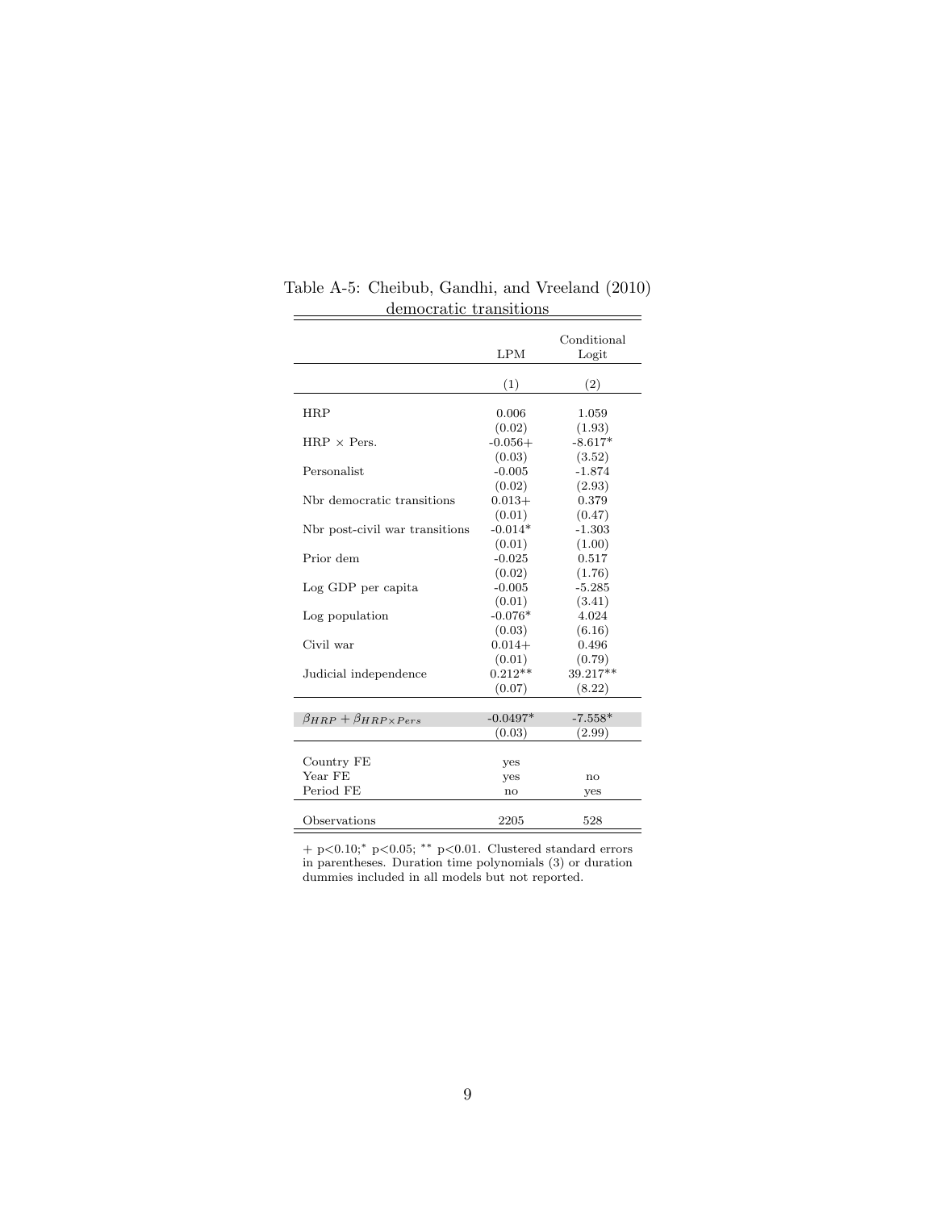Table A-5: Cheibub, Gandhi, and Vreeland (2010) democratic transitions

| | LPM | Conditional Logit |
|---|---|---|
| | (1) | (2) |
| HRP | 0.006 | 1.059 |
| | (0.02) | (1.93) |
| HRP × Pers. | -0.056+ | -8.617* |
| | (0.03) | (3.52) |
| Personalist | -0.005 | -1.874 |
| | (0.02) | (2.93) |
| Nbr democratic transitions | 0.013+ | 0.379 |
| | (0.01) | (0.47) |
| Nbr post-civil war transitions | -0.014* | -1.303 |
| | (0.01) | (1.00) |
| Prior dem | -0.025 | 0.517 |
| | (0.02) | (1.76) |
| Log GDP per capita | -0.005 | -5.285 |
| | (0.01) | (3.41) |
| Log population | -0.076* | 4.024 |
| | (0.03) | (6.16) |
| Civil war | 0.014+ | 0.496 |
| | (0.01) | (0.79) |
| Judicial independence | 0.212** | 39.217** |
| | (0.07) | (8.22) |
| $\beta_{HRP} + \beta_{HRP \times Pers}$ | -0.0497* | -7.558* |
| | (0.03) | (2.99) |
| Country FE | yes | |
| Year FE | yes | no |
| Period FE | no | yes |
| Observations | 2205 | 528 |

+ p<0.10;* p<0.05; ** p<0.01. Clustered standard errors in parentheses. Duration time polynomials (3) or duration dummies included in all models but not reported.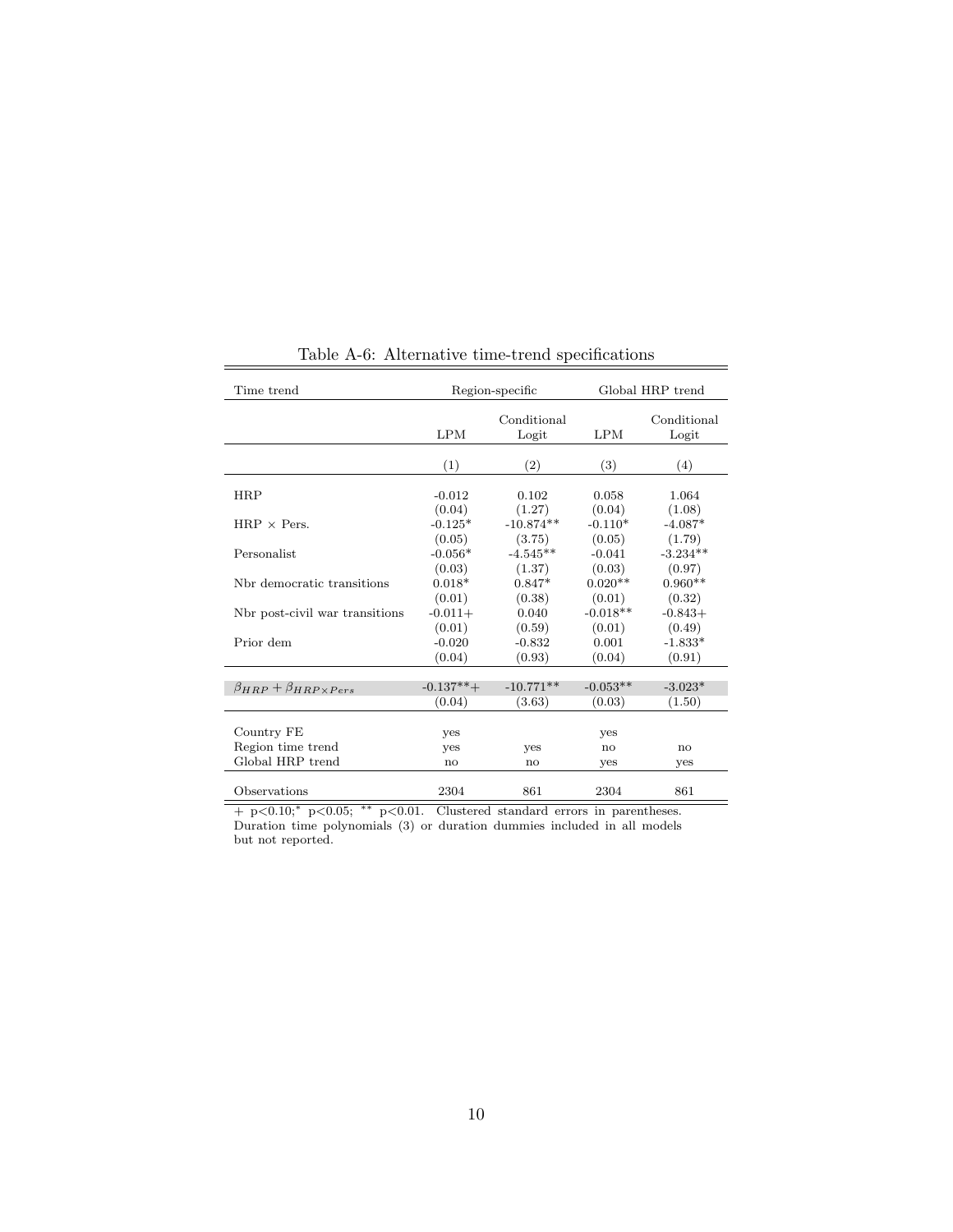Table A-6: Alternative time-trend specifications

| Time trend | Region-specific | | Global HRP trend | |
|---|---|---|---|---|
| | LPM | Conditional Logit | LPM | Conditional Logit |
| | (1) | (2) | (3) | (4) |
| HRP | -0.012 | 0.102 | 0.058 | 1.064 |
| | (0.04) | (1.27) | (0.04) | (1.08) |
| HRP × Pers. | -0.125* | -10.874** | -0.110* | -4.087* |
| | (0.05) | (3.75) | (0.05) | (1.79) |
| Personalist | -0.056* | -4.545** | -0.041 | -3.234** |
| | (0.03) | (1.37) | (0.03) | (0.97) |
| Nbr democratic transitions | 0.018* | 0.847* | 0.020** | 0.960** |
| | (0.01) | (0.38) | (0.01) | (0.32) |
| Nbr post-civil war transitions | -0.011+ | 0.040 | -0.018** | -0.843+ |
| | (0.01) | (0.59) | (0.01) | (0.49) |
| Prior dem | -0.020 | -0.832 | 0.001 | -1.833* |
| | (0.04) | (0.93) | (0.04) | (0.91) |
| $\beta_{HRP} + \beta_{HRP \times Pers}$ | -0.137**+ | -10.771** | -0.053** | -3.023* |
| | (0.04) | (3.63) | (0.03) | (1.50) |
| Country FE | yes | | yes | |
| Region time trend | yes | yes | no | no |
| Global HRP trend | no | no | yes | yes |
| Observations | 2304 | 861 | 2304 | 861 |

+ p<0.10; * p<0.05; ** p<0.01. Clustered standard errors in parentheses. Duration time polynomials (3) or duration dummies included in all models but not reported.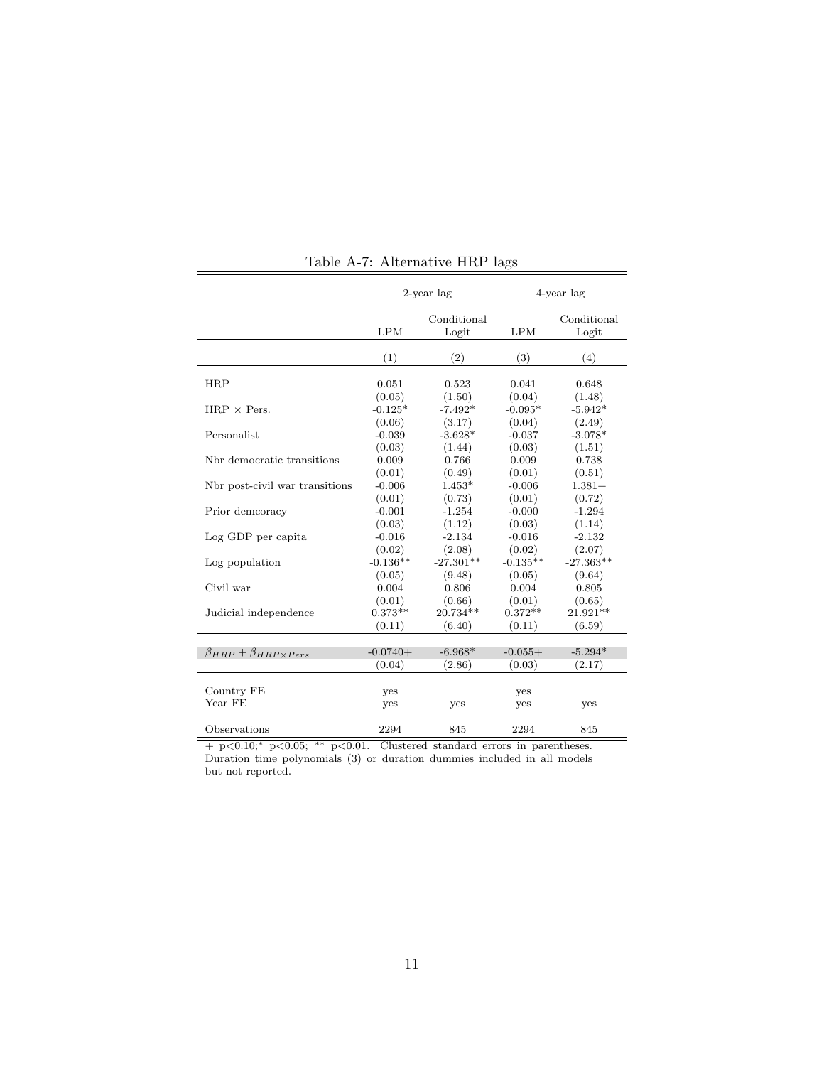Table A-7: Alternative HRP lags

| | 2-year lag | | 4-year lag | |
|---|---|---|---|---|
| | LPM | Conditional Logit | LPM | Conditional Logit |
| | (1) | (2) | (3) | (4) |
| HRP | 0.051 | 0.523 | 0.041 | 0.648 |
| | (0.05) | (1.50) | (0.04) | (1.48) |
| HRP × Pers. | -0.125* | -7.492* | -0.095* | -5.942* |
| | (0.06) | (3.17) | (0.04) | (2.49) |
| Personalist | -0.039 | -3.628* | -0.037 | -3.078* |
| | (0.03) | (1.44) | (0.03) | (1.51) |
| Nbr democratic transitions | 0.009 | 0.766 | 0.009 | 0.738 |
| | (0.01) | (0.49) | (0.01) | (0.51) |
| Nbr post-civil war transitions | -0.006 | 1.453* | -0.006 | 1.381+ |
| | (0.01) | (0.73) | (0.01) | (0.72) |
| Prior demcoracy | -0.001 | -1.254 | -0.000 | -1.294 |
| | (0.03) | (1.12) | (0.03) | (1.14) |
| Log GDP per capita | -0.016 | -2.134 | -0.016 | -2.132 |
| | (0.02) | (2.08) | (0.02) | (2.07) |
| Log population | -0.136** | -27.301** | -0.135** | -27.363** |
| | (0.05) | (9.48) | (0.05) | (9.64) |
| Civil war | 0.004 | 0.806 | 0.004 | 0.805 |
| | (0.01) | (0.66) | (0.01) | (0.65) |
| Judicial independence | 0.373** | 20.734** | 0.372** | 21.921** |
| | (0.11) | (6.40) | (0.11) | (6.59) |
| $\beta_{HRP} + \beta_{HRP \times Pers}$ | -0.0740+ | -6.968* | -0.055+ | -5.294* |
| | (0.04) | (2.86) | (0.03) | (2.17) |
| Country FE | yes | | yes | |
| Year FE | yes | yes | yes | yes |
| Observations | 2294 | 845 | 2294 | 845 |

+ p<0.10; * p<0.05; ** p<0.01. Clustered standard errors in parentheses. Duration time polynomials (3) or duration dummies included in all models but not reported.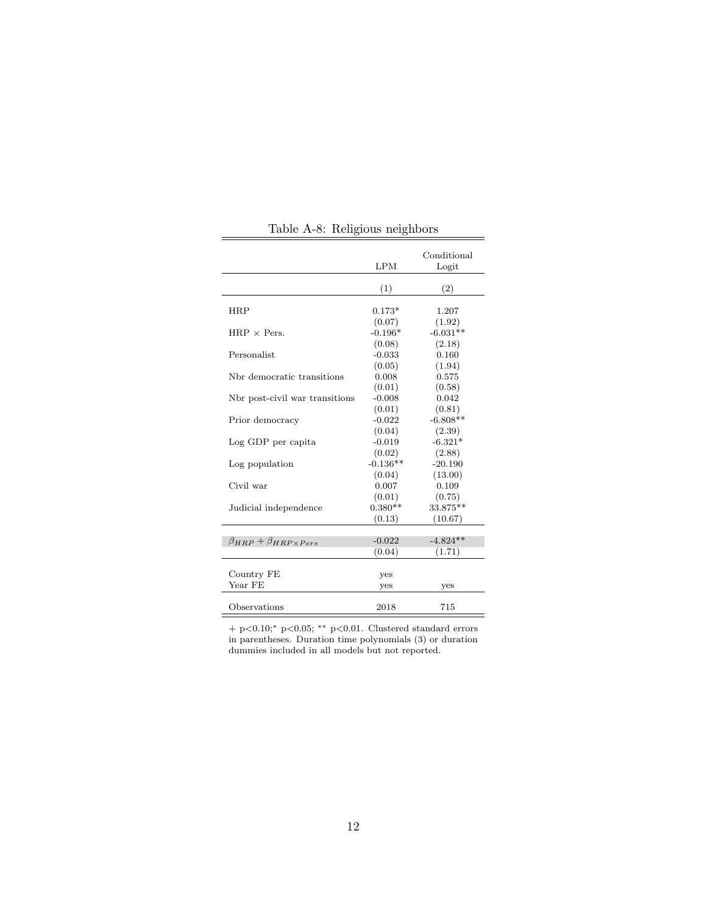Table A-8: Religious neighbors

| | LPM | Conditional Logit |
|---|---|---|
| | (1) | (2) |
| HRP | 0.173* | 1.207 |
| | (0.07) | (1.92) |
| HRP × Pers. | -0.196* | -6.031** |
| | (0.08) | (2.18) |
| Personalist | -0.033 | 0.160 |
| | (0.05) | (1.94) |
| Nbr democratic transitions | 0.008 | 0.575 |
| | (0.01) | (0.58) |
| Nbr post-civil war transitions | -0.008 | 0.042 |
| | (0.01) | (0.81) |
| Prior democracy | -0.022 | -6.808** |
| | (0.04) | (2.39) |
| Log GDP per capita | -0.019 | -6.321* |
| | (0.02) | (2.88) |
| Log population | -0.136** | -20.190 |
| | (0.04) | (13.00) |
| Civil war | 0.007 | 0.109 |
| | (0.01) | (0.75) |
| Judicial independence | 0.380** | 33.875** |
| | (0.13) | (10.67) |
| $\beta_{HRP} + \beta_{HRP \times Pers}$ | -0.022 | -4.824** |
| | (0.04) | (1.71) |
| Country FE | yes | |
| Year FE | yes | yes |
| Observations | 2018 | 715 |

+ p<0.10;* p<0.05; ** p<0.01. Clustered standard errors in parentheses. Duration time polynomials (3) or duration dummies included in all models but not reported.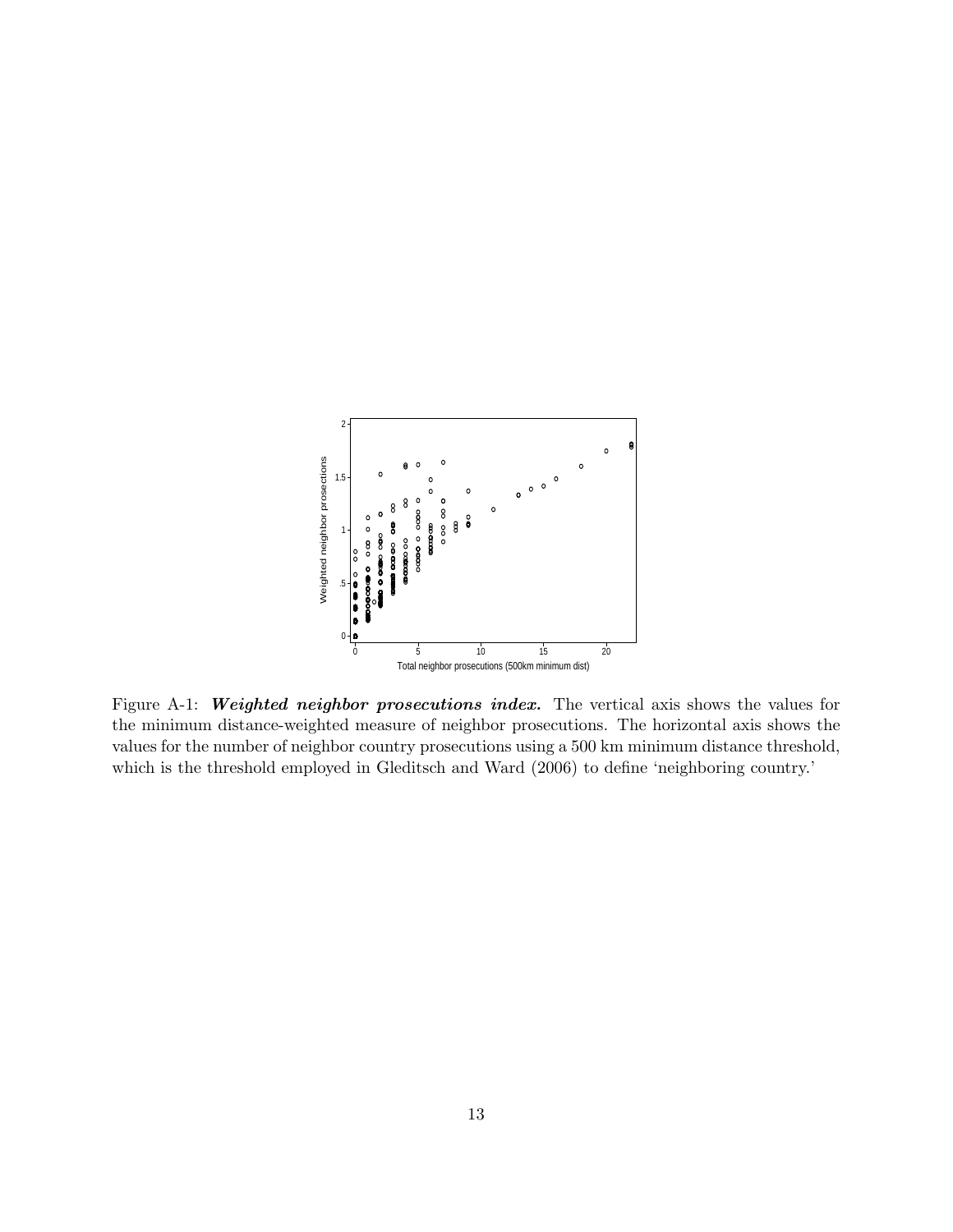Figure A-1: ***Weighted neighbor prosecutions index.*** The vertical axis shows the values for the minimum distance-weighted measure of neighbor prosecutions. The horizontal axis shows the values for the number of neighbor country prosecutions using a 500 km minimum distance threshold, which is the threshold employed in Gleditsch and Ward (2006) to define 'neighboring country.'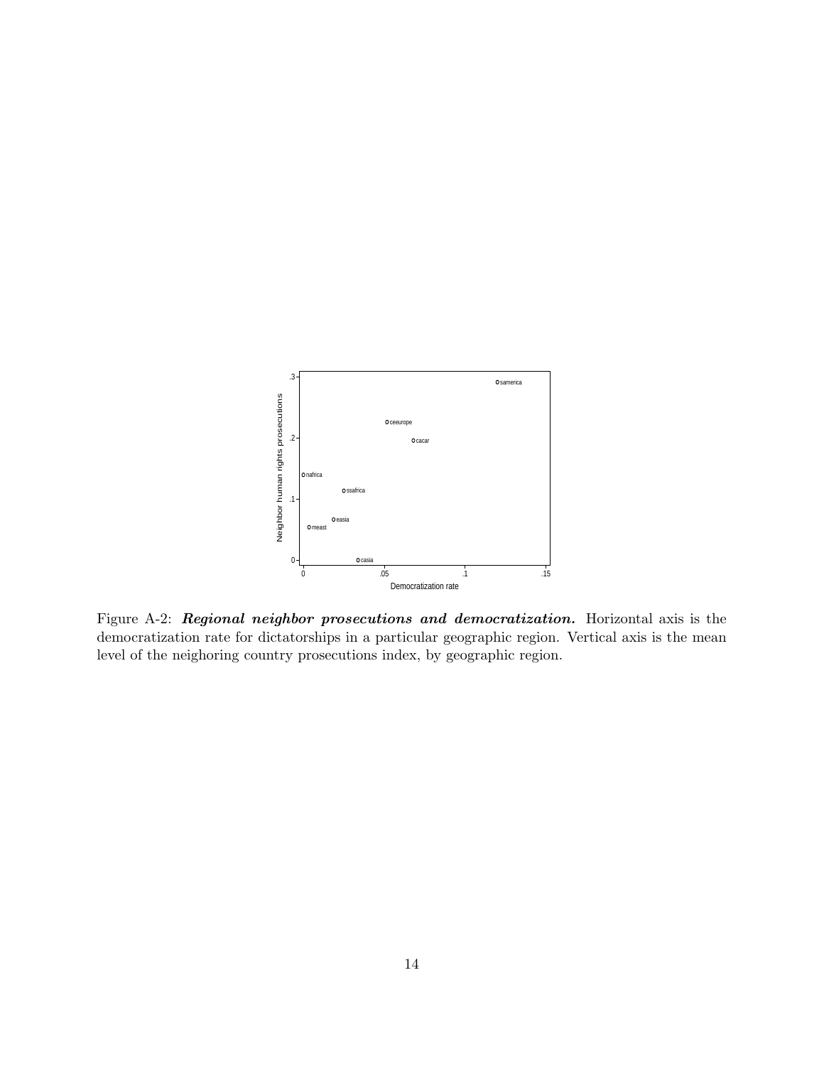Figure A-2: ***Regional neighbor prosecutions and democratization.*** Horizontal axis is the democratization rate for dictatorships in a particular geographic region. Vertical axis is the mean level of the neighoring country prosecutions index, by geographic region.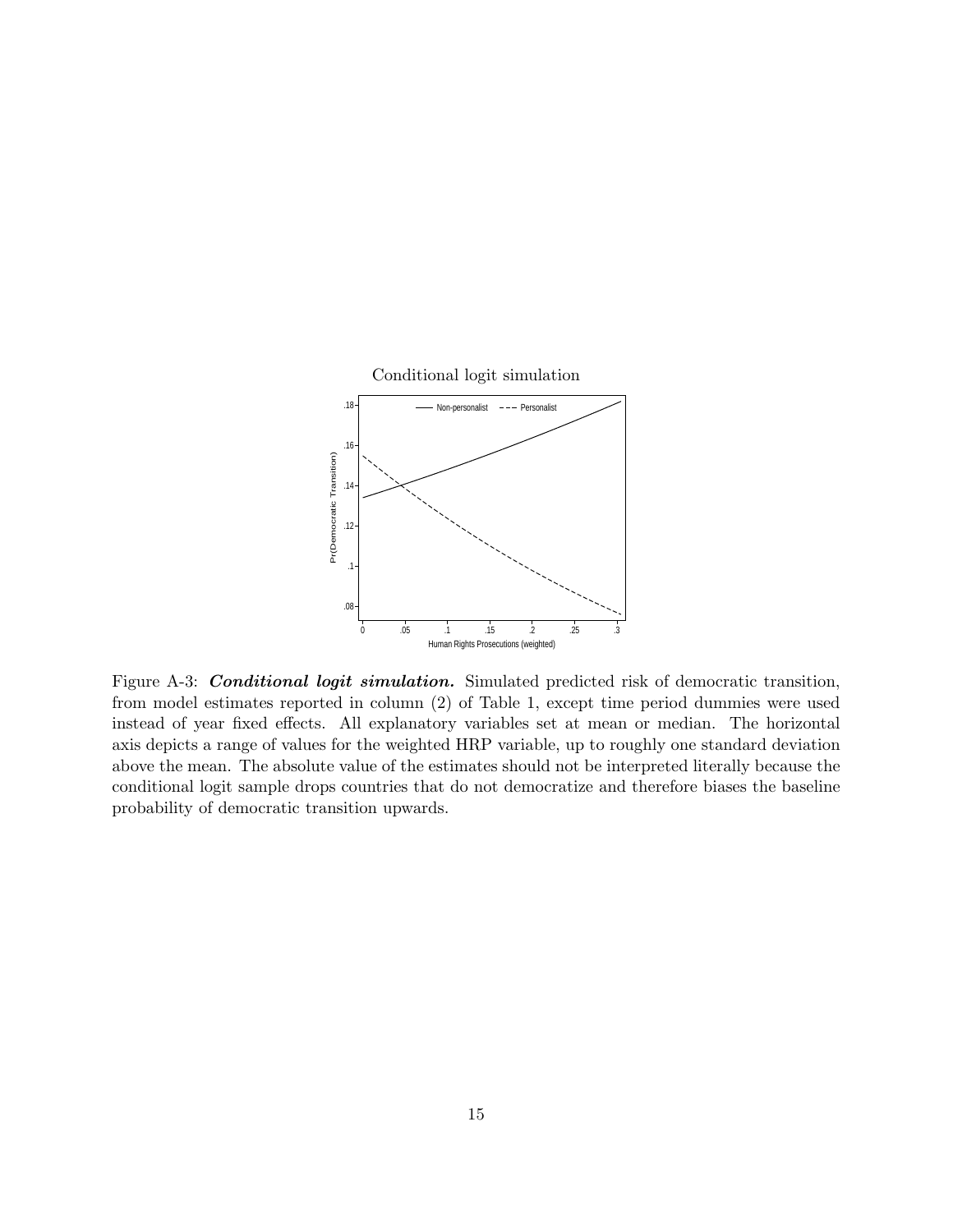Conditional logit simulation

Figure A-3: ***Conditional logit simulation.*** Simulated predicted risk of democratic transition, from model estimates reported in column (2) of Table 1, except time period dummies were used instead of year fixed effects. All explanatory variables set at mean or median. The horizontal axis depicts a range of values for the weighted HRP variable, up to roughly one standard deviation above the mean. The absolute value of the estimates should not be interpreted literally because the conditional logit sample drops countries that do not democratize and therefore biases the baseline probability of democratic transition upwards.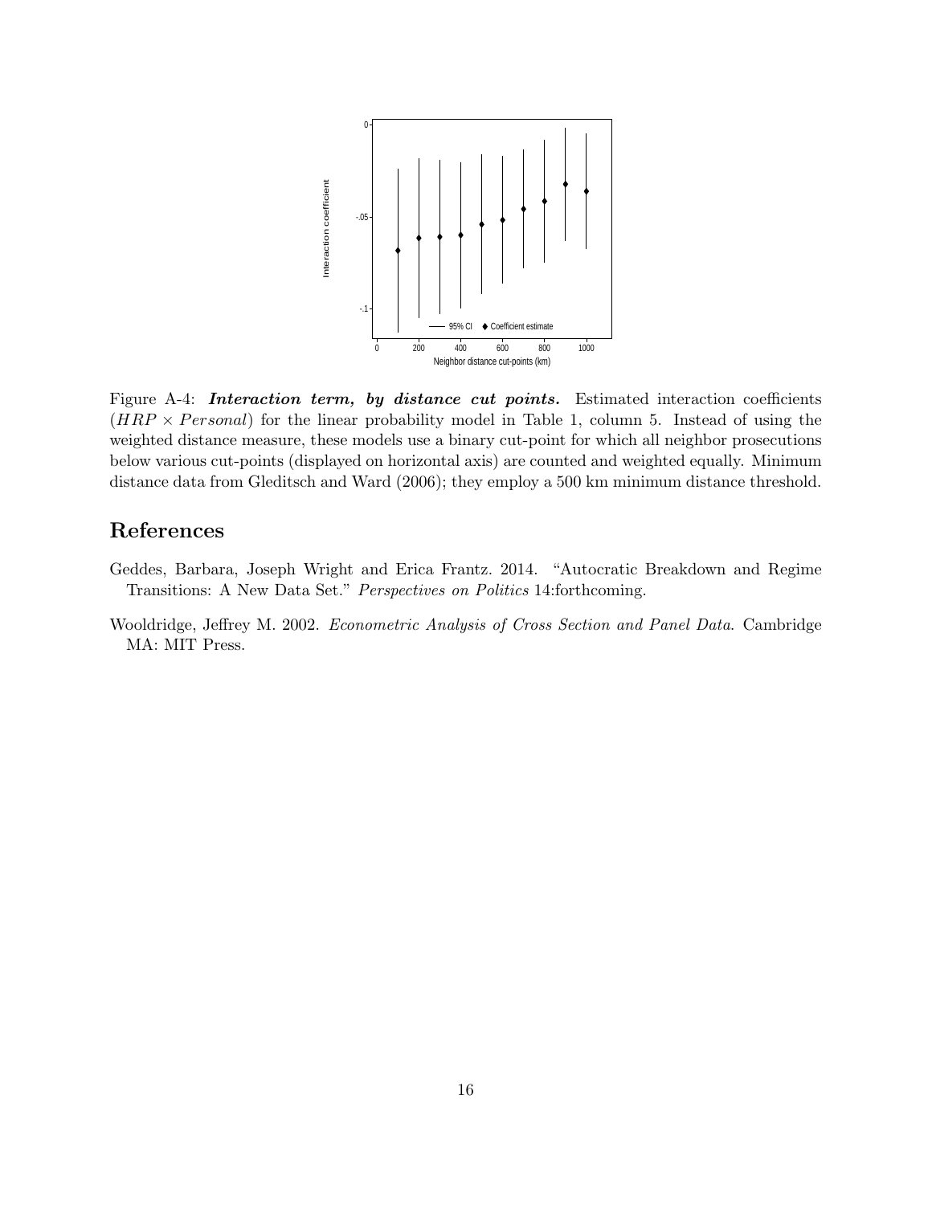0
-.05
-.1
Interaction coefficient
95% CI
Coefficient estimate
0
200
400
600
800
1000
Neighbor distance cut-points (km)

Figure A-4: ***Interaction term, by distance cut points.*** Estimated interaction coefficients ($HRP \times Personal$) for the linear probability model in Table 1, column 5. Instead of using the weighted distance measure, these models use a binary cut-point for which all neighbor prosecutions below various cut-points (displayed on horizontal axis) are counted and weighted equally. Minimum distance data from Gleditsch and Ward (2006); they employ a 500 km minimum distance threshold.

## References

Geddes, Barbara, Joseph Wright and Erica Frantz. 2014. "Autocratic Breakdown and Regime Transitions: A New Data Set." *Perspectives on Politics* 14:forthcoming.

Wooldridge, Jeffrey M. 2002. *Econometric Analysis of Cross Section and Panel Data*. Cambridge MA: MIT Press.